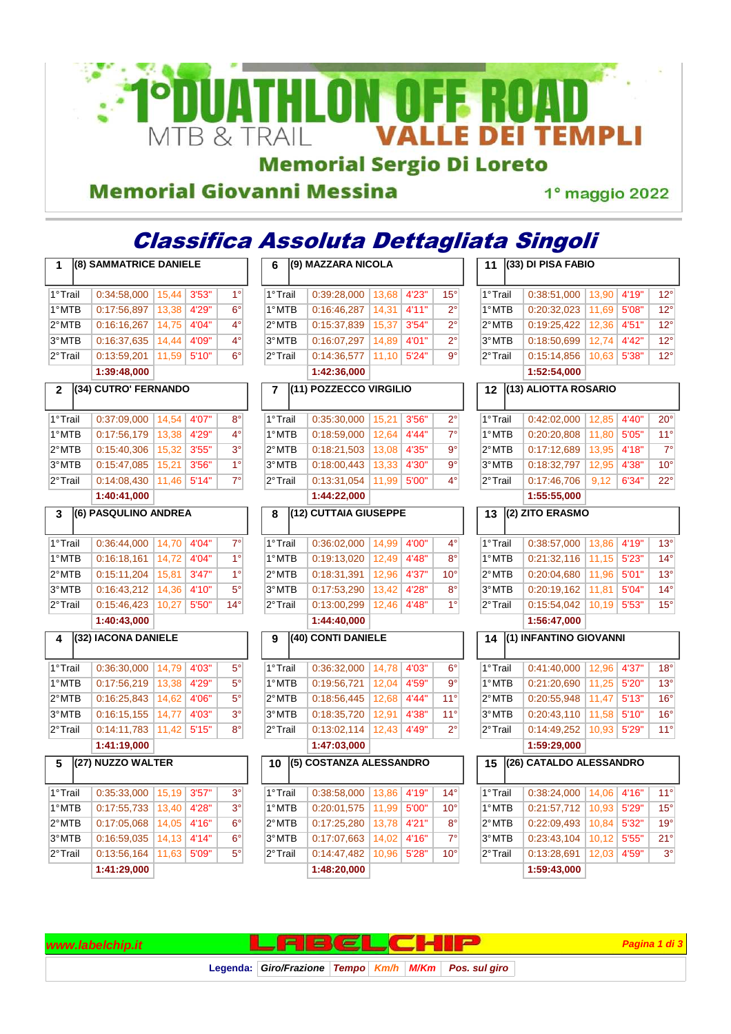# 1° DUATHLON OFF ROAD

MTB & TRAIL **VALLE DEI TEMPLI**

**Memorial Sergio Di Loreto**

**Memorial Giovanni Messina**

1° maggio 2022

## *Classifica Assoluta Dettagliata Singoli*

### 1 (8) SAMMATRICE DANIELE

| Giro | Tempo | Km/h | M/Km | Pos. |
|---|---|---|---|---|
| 1°Trail | 0:34:58,000 | 15,44 | 3'53" | 1° |
| 1°MTB | 0:17:56,897 | 13,38 | 4'29" | 6° |
| 2°MTB | 0:16:16,267 | 14,75 | 4'04" | 4° |
| 3°MTB | 0:16:37,635 | 14,44 | 4'09" | 4° |
| 2°Trail | 0:13:59,201 | 11,59 | 5'10" | 6° |
| | **1:39:48,000** | | | |

### 2 (34) CUTRO' FERNANDO

| Giro | Tempo | Km/h | M/Km | Pos. |
|---|---|---|---|---|
| 1°Trail | 0:37:09,000 | 14,54 | 4'07" | 8° |
| 1°MTB | 0:17:56,179 | 13,38 | 4'29" | 4° |
| 2°MTB | 0:15:40,306 | 15,32 | 3'55" | 3° |
| 3°MTB | 0:15:47,085 | 15,21 | 3'56" | 1° |
| 2°Trail | 0:14:08,430 | 11,46 | 5'14" | 7° |
| | **1:40:41,000** | | | |

### 3 (6) PASQULINO ANDREA

| Giro | Tempo | Km/h | M/Km | Pos. |
|---|---|---|---|---|
| 1°Trail | 0:36:44,000 | 14,70 | 4'04" | 7° |
| 1°MTB | 0:16:18,161 | 14,72 | 4'04" | 1° |
| 2°MTB | 0:15:11,204 | 15,81 | 3'47" | 1° |
| 3°MTB | 0:16:43,212 | 14,36 | 4'10" | 5° |
| 2°Trail | 0:15:46,423 | 10,27 | 5'50" | 14° |
| | **1:40:43,000** | | | |

### 4 (32) IACONA DANIELE

| Giro | Tempo | Km/h | M/Km | Pos. |
|---|---|---|---|---|
| 1°Trail | 0:36:30,000 | 14,79 | 4'03" | 5° |
| 1°MTB | 0:17:56,219 | 13,38 | 4'29" | 5° |
| 2°MTB | 0:16:25,843 | 14,62 | 4'06" | 5° |
| 3°MTB | 0:16:15,155 | 14,77 | 4'03" | 3° |
| 2°Trail | 0:14:11,783 | 11,42 | 5'15" | 8° |
| | **1:41:19,000** | | | |

### 5 (27) NUZZO WALTER

| Giro | Tempo | Km/h | M/Km | Pos. |
|---|---|---|---|---|
| 1°Trail | 0:35:33,000 | 15,19 | 3'57" | 3° |
| 1°MTB | 0:17:55,733 | 13,40 | 4'28" | 3° |
| 2°MTB | 0:17:05,068 | 14,05 | 4'16" | 6° |
| 3°MTB | 0:16:59,035 | 14,13 | 4'14" | 6° |
| 2°Trail | 0:13:56,164 | 11,63 | 5'09" | 5° |
| | **1:41:29,000** | | | |

### 6 (9) MAZZARA NICOLA

| Giro | Tempo | Km/h | M/Km | Pos. |
|---|---|---|---|---|
| 1°Trail | 0:39:28,000 | 13,68 | 4'23" | 15° |
| 1°MTB | 0:16:46,287 | 14,31 | 4'11" | 2° |
| 2°MTB | 0:15:37,839 | 15,37 | 3'54" | 2° |
| 3°MTB | 0:16:07,297 | 14,89 | 4'01" | 2° |
| 2°Trail | 0:14:36,577 | 11,10 | 5'24" | 9° |
| | **1:42:36,000** | | | |

### 7 (11) POZZECCO VIRGILIO

| Giro | Tempo | Km/h | M/Km | Pos. |
|---|---|---|---|---|
| 1°Trail | 0:35:30,000 | 15,21 | 3'56" | 2° |
| 1°MTB | 0:18:59,000 | 12,64 | 4'44" | 7° |
| 2°MTB | 0:18:21,503 | 13,08 | 4'35" | 9° |
| 3°MTB | 0:18:00,443 | 13,33 | 4'30" | 9° |
| 2°Trail | 0:13:31,054 | 11,99 | 5'00" | 4° |
| | **1:44:22,000** | | | |

### 8 (12) CUTTAIA GIUSEPPE

| Giro | Tempo | Km/h | M/Km | Pos. |
|---|---|---|---|---|
| 1°Trail | 0:36:02,000 | 14,99 | 4'00" | 4° |
| 1°MTB | 0:19:13,020 | 12,49 | 4'48" | 8° |
| 2°MTB | 0:18:31,391 | 12,96 | 4'37" | 10° |
| 3°MTB | 0:17:53,290 | 13,42 | 4'28" | 8° |
| 2°Trail | 0:13:00,299 | 12,46 | 4'48" | 1° |
| | **1:44:40,000** | | | |

### 9 (40) CONTI DANIELE

| Giro | Tempo | Km/h | M/Km | Pos. |
|---|---|---|---|---|
| 1°Trail | 0:36:32,000 | 14,78 | 4'03" | 6° |
| 1°MTB | 0:19:56,721 | 12,04 | 4'59" | 9° |
| 2°MTB | 0:18:56,445 | 12,68 | 4'44" | 11° |
| 3°MTB | 0:18:35,720 | 12,91 | 4'38" | 11° |
| 2°Trail | 0:13:02,114 | 12,43 | 4'49" | 2° |
| | **1:47:03,000** | | | |

### 10 (5) COSTANZA ALESSANDRO

| Giro | Tempo | Km/h | M/Km | Pos. |
|---|---|---|---|---|
| 1°Trail | 0:38:58,000 | 13,86 | 4'19" | 14° |
| 1°MTB | 0:20:01,575 | 11,99 | 5'00" | 10° |
| 2°MTB | 0:17:25,280 | 13,78 | 4'21" | 8° |
| 3°MTB | 0:17:07,663 | 14,02 | 4'16" | 7° |
| 2°Trail | 0:14:47,482 | 10,96 | 5'28" | 10° |
| | **1:48:20,000** | | | |

### 11 (33) DI PISA FABIO

| Giro | Tempo | Km/h | M/Km | Pos. |
|---|---|---|---|---|
| 1°Trail | 0:38:51,000 | 13,90 | 4'19" | 12° |
| 1°MTB | 0:20:32,023 | 11,69 | 5'08" | 12° |
| 2°MTB | 0:19:25,422 | 12,36 | 4'51" | 12° |
| 3°MTB | 0:18:50,699 | 12,74 | 4'42" | 12° |
| 2°Trail | 0:15:14,856 | 10,63 | 5'38" | 12° |
| | **1:52:54,000** | | | |

### 12 (13) ALIOTTA ROSARIO

| Giro | Tempo | Km/h | M/Km | Pos. |
|---|---|---|---|---|
| 1°Trail | 0:42:02,000 | 12,85 | 4'40" | 20° |
| 1°MTB | 0:20:20,808 | 11,80 | 5'05" | 11° |
| 2°MTB | 0:17:12,689 | 13,95 | 4'18" | 7° |
| 3°MTB | 0:18:32,797 | 12,95 | 4'38" | 10° |
| 2°Trail | 0:17:46,706 | 9,12 | 6'34" | 22° |
| | **1:55:55,000** | | | |

### 13 (2) ZITO ERASMO

| Giro | Tempo | Km/h | M/Km | Pos. |
|---|---|---|---|---|
| 1°Trail | 0:38:57,000 | 13,86 | 4'19" | 13° |
| 1°MTB | 0:21:32,116 | 11,15 | 5'23" | 14° |
| 2°MTB | 0:20:04,680 | 11,96 | 5'01" | 13° |
| 3°MTB | 0:20:19,162 | 11,81 | 5'04" | 14° |
| 2°Trail | 0:15:54,042 | 10,19 | 5'53" | 15° |
| | **1:56:47,000** | | | |

### 14 (1) INFANTINO GIOVANNI

| Giro | Tempo | Km/h | M/Km | Pos. |
|---|---|---|---|---|
| 1°Trail | 0:41:40,000 | 12,96 | 4'37" | 18° |
| 1°MTB | 0:21:20,690 | 11,25 | 5'20" | 13° |
| 2°MTB | 0:20:55,948 | 11,47 | 5'13" | 16° |
| 3°MTB | 0:20:43,110 | 11,58 | 5'10" | 16° |
| 2°Trail | 0:14:49,252 | 10,93 | 5'29" | 11° |
| | **1:59:29,000** | | | |

### 15 (26) CATALDO ALESSANDRO

| Giro | Tempo | Km/h | M/Km | Pos. |
|---|---|---|---|---|
| 1°Trail | 0:38:24,000 | 14,06 | 4'16" | 11° |
| 1°MTB | 0:21:57,712 | 10,93 | 5'29" | 15° |
| 2°MTB | 0:22:09,493 | 10,84 | 5'32" | 19° |
| 3°MTB | 0:23:43,104 | 10,12 | 5'55" | 21° |
| 2°Trail | 0:13:28,691 | 12,03 | 4'59" | 3° |
| | **1:59:43,000** | | | |

www.labelchip.it — LABELCHIP

**Legenda:** *Giro/Frazione* | *Tempo* | *Km/h* | *M/Km* | *Pos. sul giro*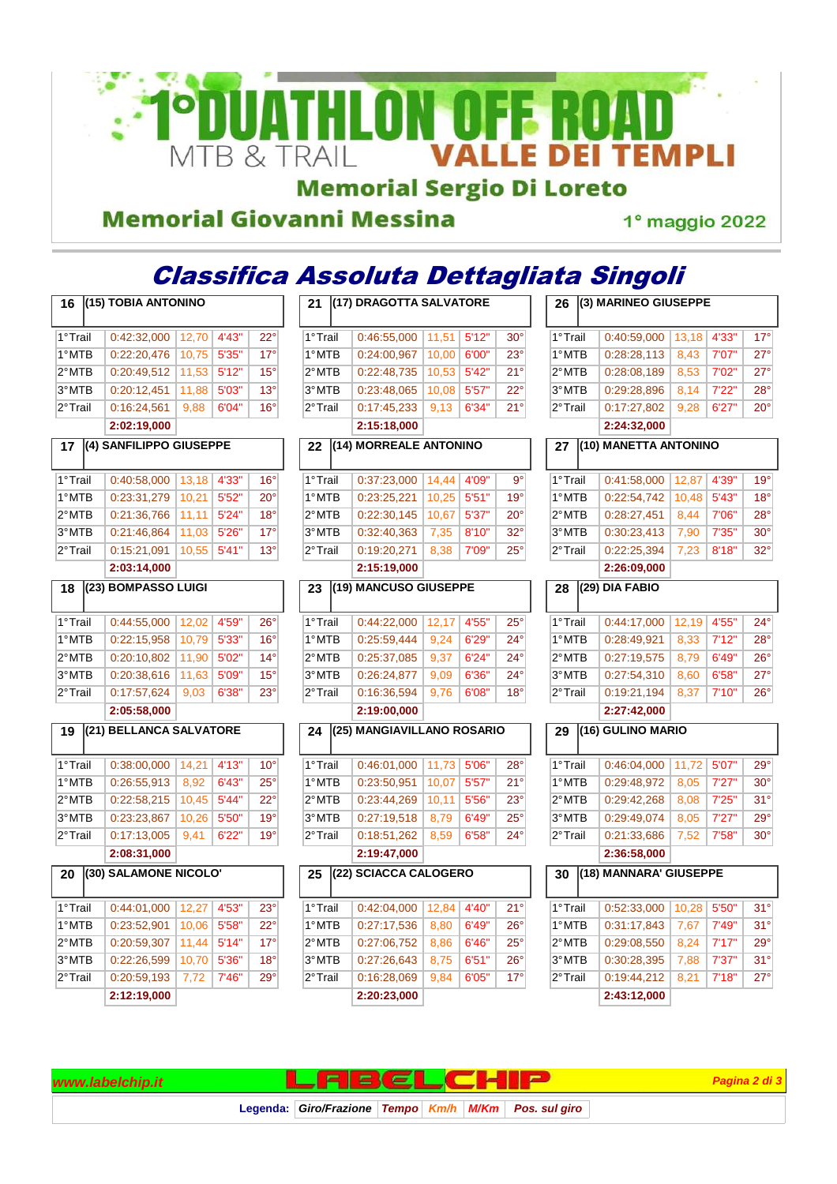# 1° DUATHLON OFF ROAD

MTB & TRAIL **VALLE DEI TEMPLI**

**Memorial Sergio Di Loreto**

**Memorial Giovanni Messina**

1° maggio 2022

## *Classifica Assoluta Dettagliata Singoli*

### 16 (15) TOBIA ANTONINO

| Giro/Frazione | Tempo | Km/h | M/Km | Pos. sul giro |
|---|---|---|---|---|
| 1°Trail | 0:42:32,000 | 12,70 | 4'43" | 22° |
| 1°MTB | 0:22:20,476 | 10,75 | 5'35" | 17° |
| 2°MTB | 0:20:49,512 | 11,53 | 5'12" | 15° |
| 3°MTB | 0:20:12,451 | 11,88 | 5'03" | 13° |
| 2°Trail | 0:16:24,561 | 9,88 | 6'04" | 16° |
| | **2:02:19,000** | | | |

### 17 (4) SANFILIPPO GIUSEPPE

| Giro/Frazione | Tempo | Km/h | M/Km | Pos. sul giro |
|---|---|---|---|---|
| 1°Trail | 0:40:58,000 | 13,18 | 4'33" | 16° |
| 1°MTB | 0:23:31,279 | 10,21 | 5'52" | 20° |
| 2°MTB | 0:21:36,766 | 11,11 | 5'24" | 18° |
| 3°MTB | 0:21:46,864 | 11,03 | 5'26" | 17° |
| 2°Trail | 0:15:21,091 | 10,55 | 5'41" | 13° |
| | **2:03:14,000** | | | |

### 18 (23) BOMPASSO LUIGI

| Giro/Frazione | Tempo | Km/h | M/Km | Pos. sul giro |
|---|---|---|---|---|
| 1°Trail | 0:44:55,000 | 12,02 | 4'59" | 26° |
| 1°MTB | 0:22:15,958 | 10,79 | 5'33" | 16° |
| 2°MTB | 0:20:10,802 | 11,90 | 5'02" | 14° |
| 3°MTB | 0:20:38,616 | 11,63 | 5'09" | 15° |
| 2°Trail | 0:17:57,624 | 9,03 | 6'38" | 23° |
| | **2:05:58,000** | | | |

### 19 (21) BELLANCA SALVATORE

| Giro/Frazione | Tempo | Km/h | M/Km | Pos. sul giro |
|---|---|---|---|---|
| 1°Trail | 0:38:00,000 | 14,21 | 4'13" | 10° |
| 1°MTB | 0:26:55,913 | 8,92 | 6'43" | 25° |
| 2°MTB | 0:22:58,215 | 10,45 | 5'44" | 22° |
| 3°MTB | 0:23:23,867 | 10,26 | 5'50" | 19° |
| 2°Trail | 0:17:13,005 | 9,41 | 6'22" | 19° |
| | **2:08:31,000** | | | |

### 20 (30) SALAMONE NICOLO'

| Giro/Frazione | Tempo | Km/h | M/Km | Pos. sul giro |
|---|---|---|---|---|
| 1°Trail | 0:44:01,000 | 12,27 | 4'53" | 23° |
| 1°MTB | 0:23:52,901 | 10,06 | 5'58" | 22° |
| 2°MTB | 0:20:59,307 | 11,44 | 5'14" | 17° |
| 3°MTB | 0:22:26,599 | 10,70 | 5'36" | 18° |
| 2°Trail | 0:20:59,193 | 7,72 | 7'46" | 29° |
| | **2:12:19,000** | | | |

### 21 (17) DRAGOTTA SALVATORE

| Giro/Frazione | Tempo | Km/h | M/Km | Pos. sul giro |
|---|---|---|---|---|
| 1°Trail | 0:46:55,000 | 11,51 | 5'12" | 30° |
| 1°MTB | 0:24:00,967 | 10,00 | 6'00" | 23° |
| 2°MTB | 0:22:48,735 | 10,53 | 5'42" | 21° |
| 3°MTB | 0:23:48,065 | 10,08 | 5'57" | 22° |
| 2°Trail | 0:17:45,233 | 9,13 | 6'34" | 21° |
| | **2:15:18,000** | | | |

### 22 (14) MORREALE ANTONINO

| Giro/Frazione | Tempo | Km/h | M/Km | Pos. sul giro |
|---|---|---|---|---|
| 1°Trail | 0:37:23,000 | 14,44 | 4'09" | 9° |
| 1°MTB | 0:23:25,221 | 10,25 | 5'51" | 19° |
| 2°MTB | 0:22:30,145 | 10,67 | 5'37" | 20° |
| 3°MTB | 0:32:40,363 | 7,35 | 8'10" | 32° |
| 2°Trail | 0:19:20,271 | 8,38 | 7'09" | 25° |
| | **2:15:19,000** | | | |

### 23 (19) MANCUSO GIUSEPPE

| Giro/Frazione | Tempo | Km/h | M/Km | Pos. sul giro |
|---|---|---|---|---|
| 1°Trail | 0:44:22,000 | 12,17 | 4'55" | 25° |
| 1°MTB | 0:25:59,444 | 9,24 | 6'29" | 24° |
| 2°MTB | 0:25:37,085 | 9,37 | 6'24" | 24° |
| 3°MTB | 0:26:24,877 | 9,09 | 6'36" | 24° |
| 2°Trail | 0:16:36,594 | 9,76 | 6'08" | 18° |
| | **2:19:00,000** | | | |

### 24 (25) MANGIAVILLANO ROSARIO

| Giro/Frazione | Tempo | Km/h | M/Km | Pos. sul giro |
|---|---|---|---|---|
| 1°Trail | 0:46:01,000 | 11,73 | 5'06" | 28° |
| 1°MTB | 0:23:50,951 | 10,07 | 5'57" | 21° |
| 2°MTB | 0:23:44,269 | 10,11 | 5'56" | 23° |
| 3°MTB | 0:27:19,518 | 8,79 | 6'49" | 25° |
| 2°Trail | 0:18:51,262 | 8,59 | 6'58" | 24° |
| | **2:19:47,000** | | | |

### 25 (22) SCIACCA CALOGERO

| Giro/Frazione | Tempo | Km/h | M/Km | Pos. sul giro |
|---|---|---|---|---|
| 1°Trail | 0:42:04,000 | 12,84 | 4'40" | 21° |
| 1°MTB | 0:27:17,536 | 8,80 | 6'49" | 26° |
| 2°MTB | 0:27:06,752 | 8,86 | 6'46" | 25° |
| 3°MTB | 0:27:26,643 | 8,75 | 6'51" | 26° |
| 2°Trail | 0:16:28,069 | 9,84 | 6'05" | 17° |
| | **2:20:23,000** | | | |

### 26 (3) MARINEO GIUSEPPE

| Giro/Frazione | Tempo | Km/h | M/Km | Pos. sul giro |
|---|---|---|---|---|
| 1°Trail | 0:40:59,000 | 13,18 | 4'33" | 17° |
| 1°MTB | 0:28:28,113 | 8,43 | 7'07" | 27° |
| 2°MTB | 0:28:08,189 | 8,53 | 7'02" | 27° |
| 3°MTB | 0:29:28,896 | 8,14 | 7'22" | 28° |
| 2°Trail | 0:17:27,802 | 9,28 | 6'27" | 20° |
| | **2:24:32,000** | | | |

### 27 (10) MANETTA ANTONINO

| Giro/Frazione | Tempo | Km/h | M/Km | Pos. sul giro |
|---|---|---|---|---|
| 1°Trail | 0:41:58,000 | 12,87 | 4'39" | 19° |
| 1°MTB | 0:22:54,742 | 10,48 | 5'43" | 18° |
| 2°MTB | 0:28:27,451 | 8,44 | 7'06" | 28° |
| 3°MTB | 0:30:23,413 | 7,90 | 7'35" | 30° |
| 2°Trail | 0:22:25,394 | 7,23 | 8'18" | 32° |
| | **2:26:09,000** | | | |

### 28 (29) DIA FABIO

| Giro/Frazione | Tempo | Km/h | M/Km | Pos. sul giro |
|---|---|---|---|---|
| 1°Trail | 0:44:17,000 | 12,19 | 4'55" | 24° |
| 1°MTB | 0:28:49,921 | 8,33 | 7'12" | 28° |
| 2°MTB | 0:27:19,575 | 8,79 | 6'49" | 26° |
| 3°MTB | 0:27:54,310 | 8,60 | 6'58" | 27° |
| 2°Trail | 0:19:21,194 | 8,37 | 7'10" | 26° |
| | **2:27:42,000** | | | |

### 29 (16) GULINO MARIO

| Giro/Frazione | Tempo | Km/h | M/Km | Pos. sul giro |
|---|---|---|---|---|
| 1°Trail | 0:46:04,000 | 11,72 | 5'07" | 29° |
| 1°MTB | 0:29:48,972 | 8,05 | 7'27" | 30° |
| 2°MTB | 0:29:42,268 | 8,08 | 7'25" | 31° |
| 3°MTB | 0:29:49,074 | 8,05 | 7'27" | 29° |
| 2°Trail | 0:21:33,686 | 7,52 | 7'58" | 30° |
| | **2:36:58,000** | | | |

### 30 (18) MANNARA' GIUSEPPE

| Giro/Frazione | Tempo | Km/h | M/Km | Pos. sul giro |
|---|---|---|---|---|
| 1°Trail | 0:52:33,000 | 10,28 | 5'50" | 31° |
| 1°MTB | 0:31:17,843 | 7,67 | 7'49" | 31° |
| 2°MTB | 0:29:08,550 | 8,24 | 7'17" | 29° |
| 3°MTB | 0:30:28,395 | 7,88 | 7'37" | 31° |
| 2°Trail | 0:19:44,212 | 8,21 | 7'18" | 27° |
| | **2:43:12,000** | | | |

www.labelchip.it — LABELCHIP

**Legenda:** *Giro/Frazione* | *Tempo* | *Km/h* | *M/Km* | *Pos. sul giro*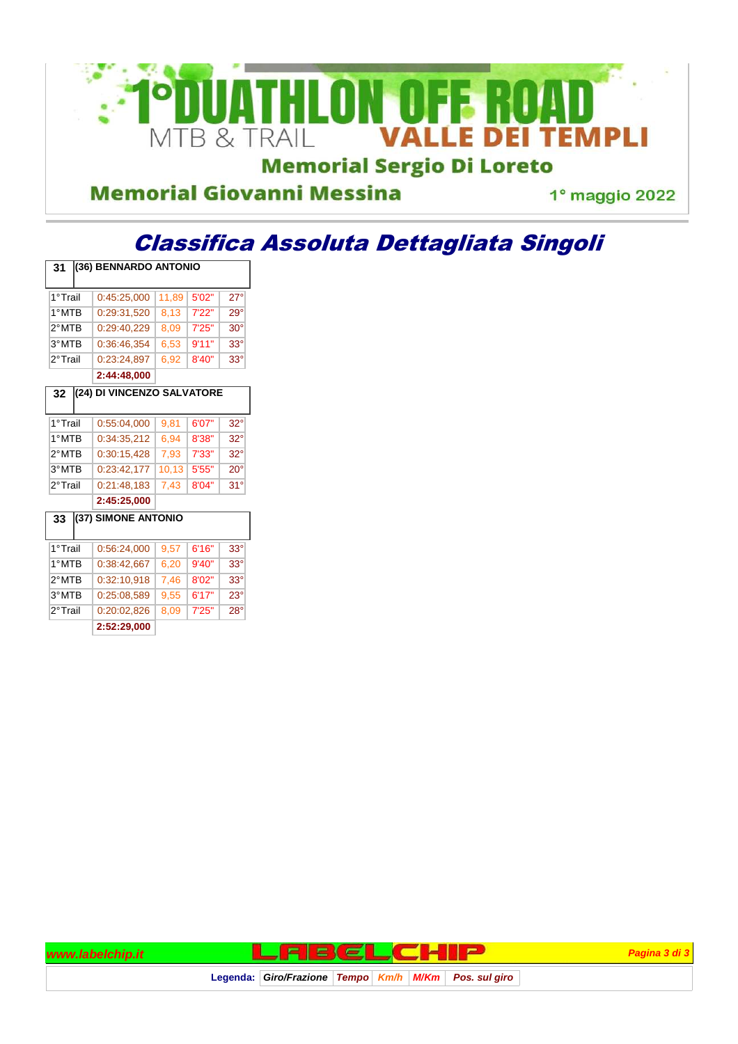# 1° DUATHLON OFF ROAD

MTB & TRAIL **VALLE DEI TEMPLI**

**Memorial Sergio Di Loreto**

**Memorial Giovanni Messina**

1° maggio 2022

## *Classifica Assoluta Dettagliata Singoli*

**31 (36) BENNARDO ANTONIO**

| | | | | |
|---|---|---|---|---|
| 1°Trail | 0:45:25,000 | 11,89 | 5'02" | 27° |
| 1°MTB | 0:29:31,520 | 8,13 | 7'22" | 29° |
| 2°MTB | 0:29:40,229 | 8,09 | 7'25" | 30° |
| 3°MTB | 0:36:46,354 | 6,53 | 9'11" | 33° |
| 2°Trail | 0:23:24,897 | 6,92 | 8'40" | 33° |
| | **2:44:48,000** | | | |

**32 (24) DI VINCENZO SALVATORE**

| | | | | |
|---|---|---|---|---|
| 1°Trail | 0:55:04,000 | 9,81 | 6'07" | 32° |
| 1°MTB | 0:34:35,212 | 6,94 | 8'38" | 32° |
| 2°MTB | 0:30:15,428 | 7,93 | 7'33" | 32° |
| 3°MTB | 0:23:42,177 | 10,13 | 5'55" | 20° |
| 2°Trail | 0:21:48,183 | 7,43 | 8'04" | 31° |
| | **2:45:25,000** | | | |

**33 (37) SIMONE ANTONIO**

| | | | | |
|---|---|---|---|---|
| 1°Trail | 0:56:24,000 | 9,57 | 6'16" | 33° |
| 1°MTB | 0:38:42,667 | 6,20 | 9'40" | 33° |
| 2°MTB | 0:32:10,918 | 7,46 | 8'02" | 33° |
| 3°MTB | 0:25:08,589 | 9,55 | 6'17" | 23° |
| 2°Trail | 0:20:02,826 | 8,09 | 7'25" | 28° |
| | **2:52:29,000** | | | |

www.labelchip.it — LABELCHIP

**Legenda:** *Giro/Frazione* | *Tempo* | *Km/h* | *M/Km* | *Pos. sul giro*